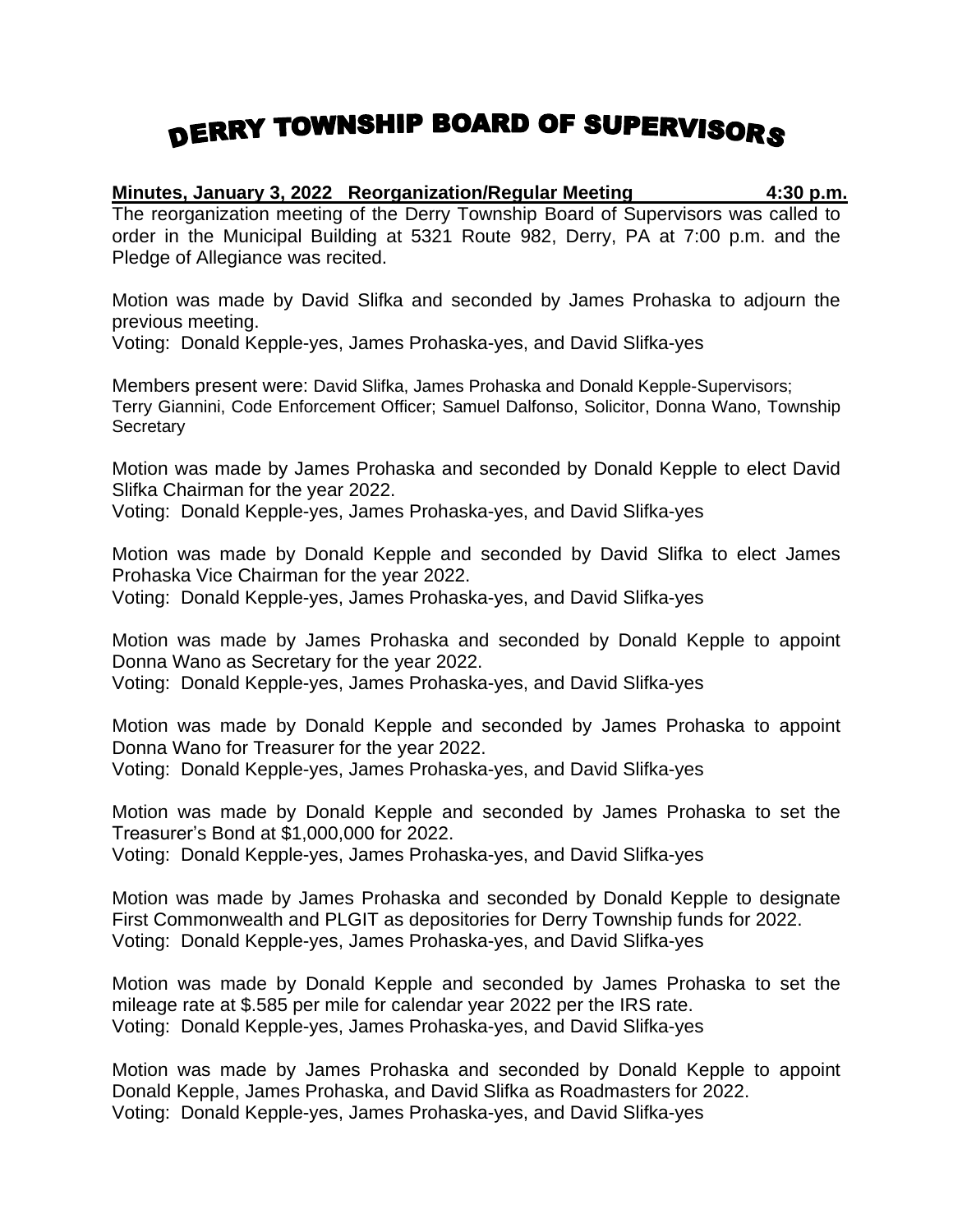# DERRY TOWNSHIP BOARD OF SUPERVISORS

**Minutes, January 3, 2022 Reorganization/Regular Meeting 4:30 p.m.**

The reorganization meeting of the Derry Township Board of Supervisors was called to order in the Municipal Building at 5321 Route 982, Derry, PA at 7:00 p.m. and the Pledge of Allegiance was recited.

Motion was made by David Slifka and seconded by James Prohaska to adjourn the previous meeting.
Voting: Donald Kepple-yes, James Prohaska-yes, and David Slifka-yes

Members present were: David Slifka, James Prohaska and Donald Kepple-Supervisors; Terry Giannini, Code Enforcement Officer; Samuel Dalfonso, Solicitor, Donna Wano, Township Secretary

Motion was made by James Prohaska and seconded by Donald Kepple to elect David Slifka Chairman for the year 2022.
Voting: Donald Kepple-yes, James Prohaska-yes, and David Slifka-yes

Motion was made by Donald Kepple and seconded by David Slifka to elect James Prohaska Vice Chairman for the year 2022.
Voting: Donald Kepple-yes, James Prohaska-yes, and David Slifka-yes

Motion was made by James Prohaska and seconded by Donald Kepple to appoint Donna Wano as Secretary for the year 2022.
Voting: Donald Kepple-yes, James Prohaska-yes, and David Slifka-yes

Motion was made by Donald Kepple and seconded by James Prohaska to appoint Donna Wano for Treasurer for the year 2022.
Voting: Donald Kepple-yes, James Prohaska-yes, and David Slifka-yes

Motion was made by Donald Kepple and seconded by James Prohaska to set the Treasurer's Bond at $1,000,000 for 2022.
Voting: Donald Kepple-yes, James Prohaska-yes, and David Slifka-yes

Motion was made by James Prohaska and seconded by Donald Kepple to designate First Commonwealth and PLGIT as depositories for Derry Township funds for 2022.
Voting: Donald Kepple-yes, James Prohaska-yes, and David Slifka-yes

Motion was made by Donald Kepple and seconded by James Prohaska to set the mileage rate at $.585 per mile for calendar year 2022 per the IRS rate.
Voting: Donald Kepple-yes, James Prohaska-yes, and David Slifka-yes

Motion was made by James Prohaska and seconded by Donald Kepple to appoint Donald Kepple, James Prohaska, and David Slifka as Roadmasters for 2022.
Voting: Donald Kepple-yes, James Prohaska-yes, and David Slifka-yes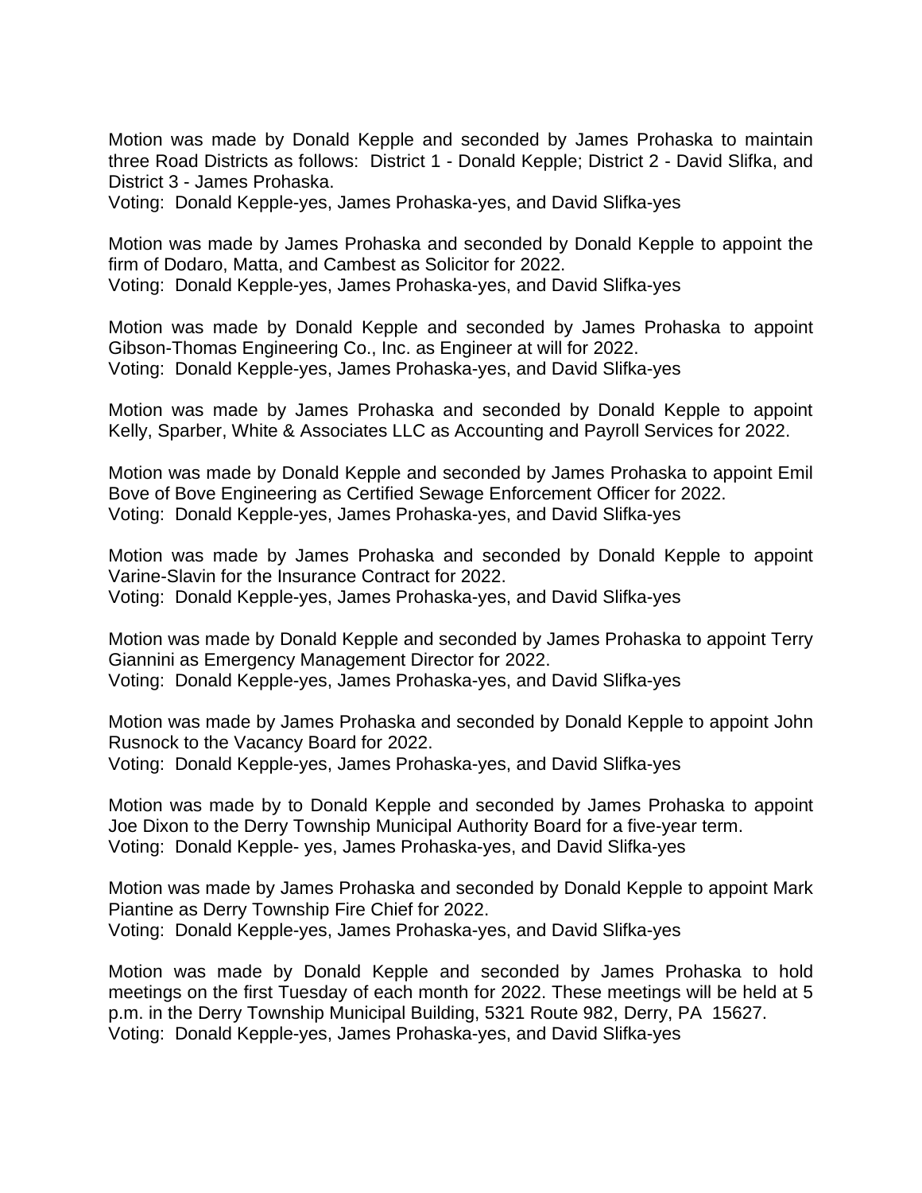Motion was made by Donald Kepple and seconded by James Prohaska to maintain three Road Districts as follows: District 1 - Donald Kepple; District 2 - David Slifka, and District 3 - James Prohaska.
Voting: Donald Kepple-yes, James Prohaska-yes, and David Slifka-yes

Motion was made by James Prohaska and seconded by Donald Kepple to appoint the firm of Dodaro, Matta, and Cambest as Solicitor for 2022.
Voting: Donald Kepple-yes, James Prohaska-yes, and David Slifka-yes

Motion was made by Donald Kepple and seconded by James Prohaska to appoint Gibson-Thomas Engineering Co., Inc. as Engineer at will for 2022.
Voting: Donald Kepple-yes, James Prohaska-yes, and David Slifka-yes

Motion was made by James Prohaska and seconded by Donald Kepple to appoint Kelly, Sparber, White & Associates LLC as Accounting and Payroll Services for 2022.

Motion was made by Donald Kepple and seconded by James Prohaska to appoint Emil Bove of Bove Engineering as Certified Sewage Enforcement Officer for 2022.
Voting: Donald Kepple-yes, James Prohaska-yes, and David Slifka-yes

Motion was made by James Prohaska and seconded by Donald Kepple to appoint Varine-Slavin for the Insurance Contract for 2022.
Voting: Donald Kepple-yes, James Prohaska-yes, and David Slifka-yes

Motion was made by Donald Kepple and seconded by James Prohaska to appoint Terry Giannini as Emergency Management Director for 2022.
Voting: Donald Kepple-yes, James Prohaska-yes, and David Slifka-yes

Motion was made by James Prohaska and seconded by Donald Kepple to appoint John Rusnock to the Vacancy Board for 2022.
Voting: Donald Kepple-yes, James Prohaska-yes, and David Slifka-yes

Motion was made by to Donald Kepple and seconded by James Prohaska to appoint Joe Dixon to the Derry Township Municipal Authority Board for a five-year term.
Voting: Donald Kepple- yes, James Prohaska-yes, and David Slifka-yes

Motion was made by James Prohaska and seconded by Donald Kepple to appoint Mark Piantine as Derry Township Fire Chief for 2022.
Voting: Donald Kepple-yes, James Prohaska-yes, and David Slifka-yes

Motion was made by Donald Kepple and seconded by James Prohaska to hold meetings on the first Tuesday of each month for 2022. These meetings will be held at 5 p.m. in the Derry Township Municipal Building, 5321 Route 982, Derry, PA 15627.
Voting: Donald Kepple-yes, James Prohaska-yes, and David Slifka-yes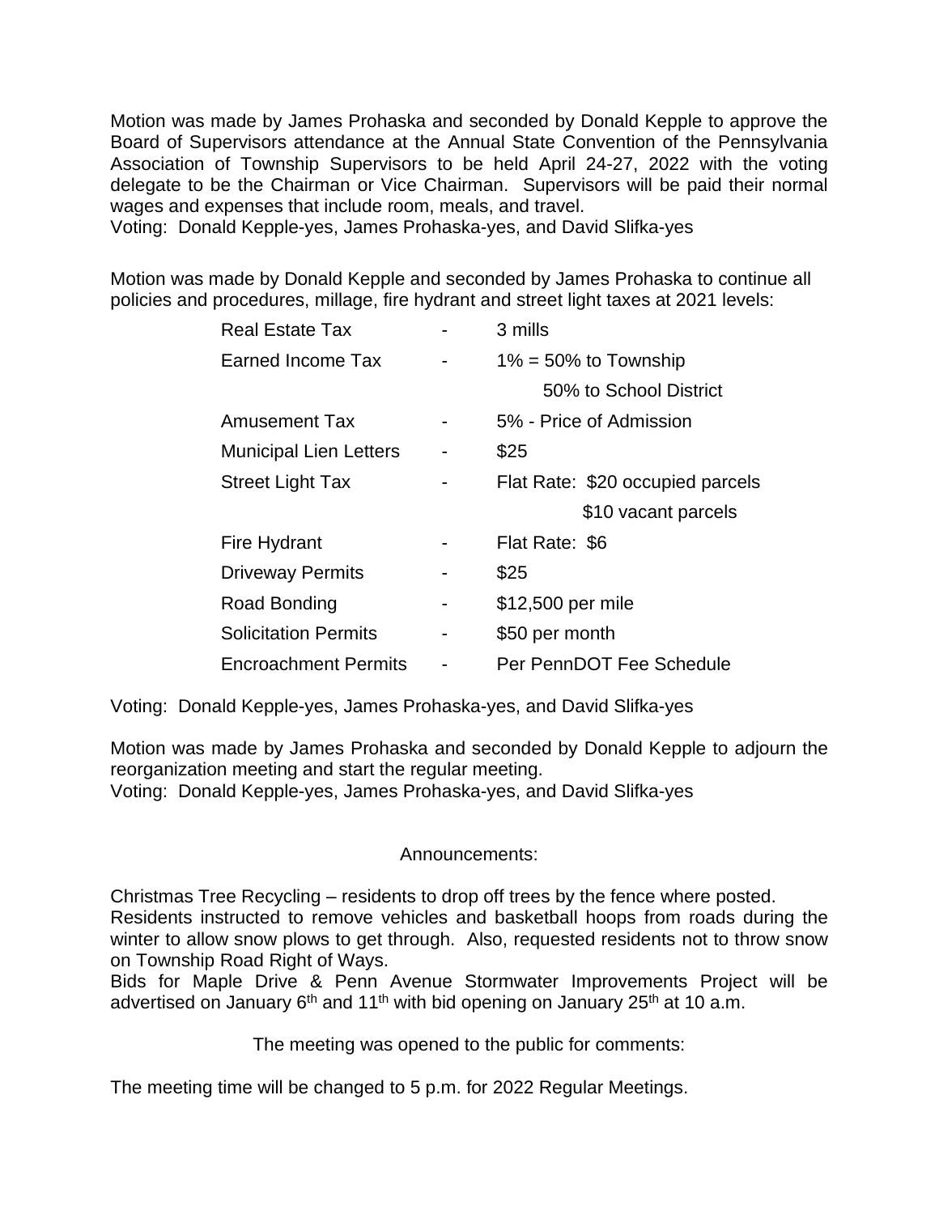Motion was made by James Prohaska and seconded by Donald Kepple to approve the Board of Supervisors attendance at the Annual State Convention of the Pennsylvania Association of Township Supervisors to be held April 24-27, 2022 with the voting delegate to be the Chairman or Vice Chairman. Supervisors will be paid their normal wages and expenses that include room, meals, and travel.
Voting: Donald Kepple-yes, James Prohaska-yes, and David Slifka-yes

Motion was made by Donald Kepple and seconded by James Prohaska to continue all policies and procedures, millage, fire hydrant and street light taxes at 2021 levels:

| | | |
|---|---|---|
| Real Estate Tax | - | 3 mills |
| Earned Income Tax | - | 1% = 50% to Township<br>50% to School District |
| Amusement Tax | - | 5% - Price of Admission |
| Municipal Lien Letters | - | $25 |
| Street Light Tax | - | Flat Rate: $20 occupied parcels<br>$10 vacant parcels |
| Fire Hydrant | - | Flat Rate: $6 |
| Driveway Permits | - | $25 |
| Road Bonding | - | $12,500 per mile |
| Solicitation Permits | - | $50 per month |
| Encroachment Permits | - | Per PennDOT Fee Schedule |

Voting: Donald Kepple-yes, James Prohaska-yes, and David Slifka-yes

Motion was made by James Prohaska and seconded by Donald Kepple to adjourn the reorganization meeting and start the regular meeting.
Voting: Donald Kepple-yes, James Prohaska-yes, and David Slifka-yes

Announcements:

Christmas Tree Recycling – residents to drop off trees by the fence where posted.
Residents instructed to remove vehicles and basketball hoops from roads during the winter to allow snow plows to get through. Also, requested residents not to throw snow on Township Road Right of Ways.
Bids for Maple Drive & Penn Avenue Stormwater Improvements Project will be advertised on January 6th and 11th with bid opening on January 25th at 10 a.m.

The meeting was opened to the public for comments:

The meeting time will be changed to 5 p.m. for 2022 Regular Meetings.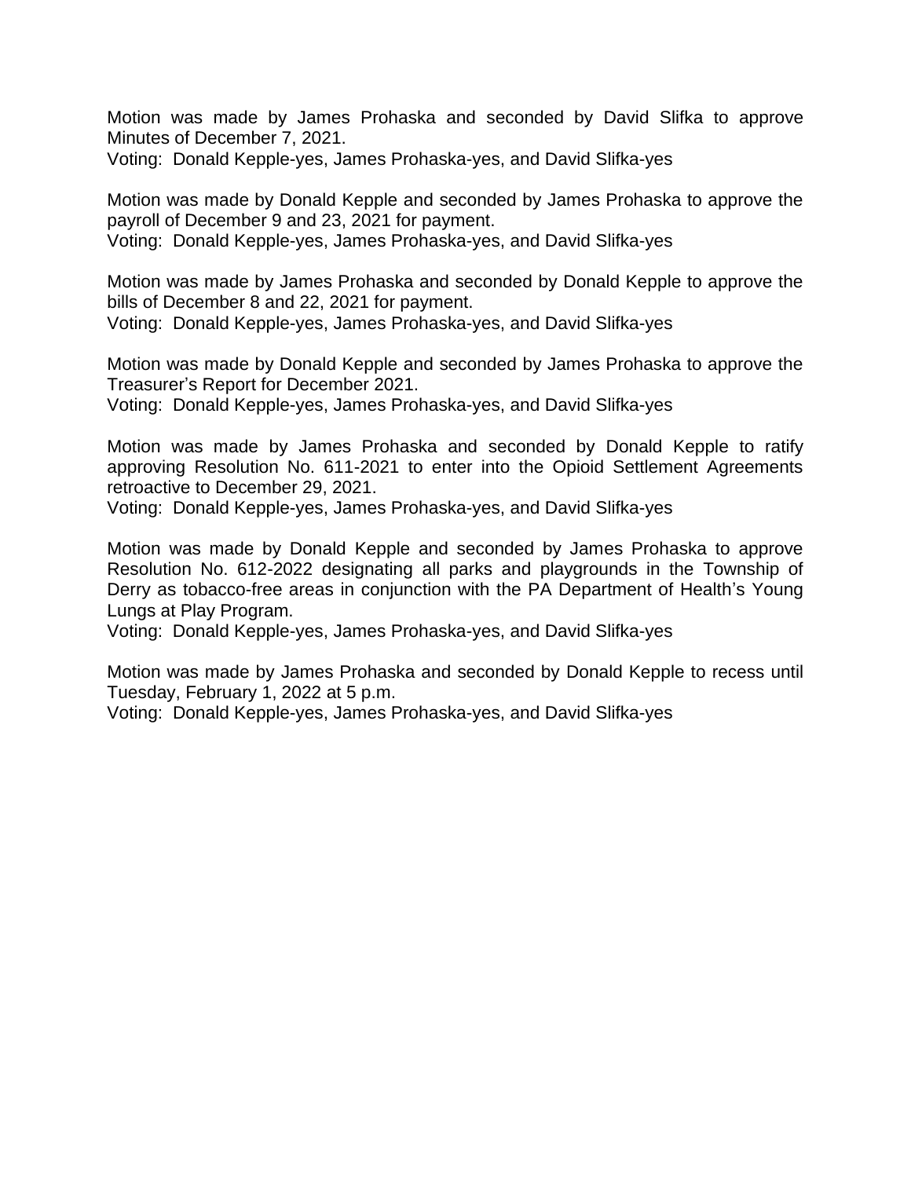Motion was made by James Prohaska and seconded by David Slifka to approve Minutes of December 7, 2021.
Voting: Donald Kepple-yes, James Prohaska-yes, and David Slifka-yes

Motion was made by Donald Kepple and seconded by James Prohaska to approve the payroll of December 9 and 23, 2021 for payment.
Voting: Donald Kepple-yes, James Prohaska-yes, and David Slifka-yes

Motion was made by James Prohaska and seconded by Donald Kepple to approve the bills of December 8 and 22, 2021 for payment.
Voting: Donald Kepple-yes, James Prohaska-yes, and David Slifka-yes

Motion was made by Donald Kepple and seconded by James Prohaska to approve the Treasurer's Report for December 2021.
Voting: Donald Kepple-yes, James Prohaska-yes, and David Slifka-yes

Motion was made by James Prohaska and seconded by Donald Kepple to ratify approving Resolution No. 611-2021 to enter into the Opioid Settlement Agreements retroactive to December 29, 2021.
Voting: Donald Kepple-yes, James Prohaska-yes, and David Slifka-yes

Motion was made by Donald Kepple and seconded by James Prohaska to approve Resolution No. 612-2022 designating all parks and playgrounds in the Township of Derry as tobacco-free areas in conjunction with the PA Department of Health's Young Lungs at Play Program.
Voting: Donald Kepple-yes, James Prohaska-yes, and David Slifka-yes

Motion was made by James Prohaska and seconded by Donald Kepple to recess until Tuesday, February 1, 2022 at 5 p.m.
Voting: Donald Kepple-yes, James Prohaska-yes, and David Slifka-yes